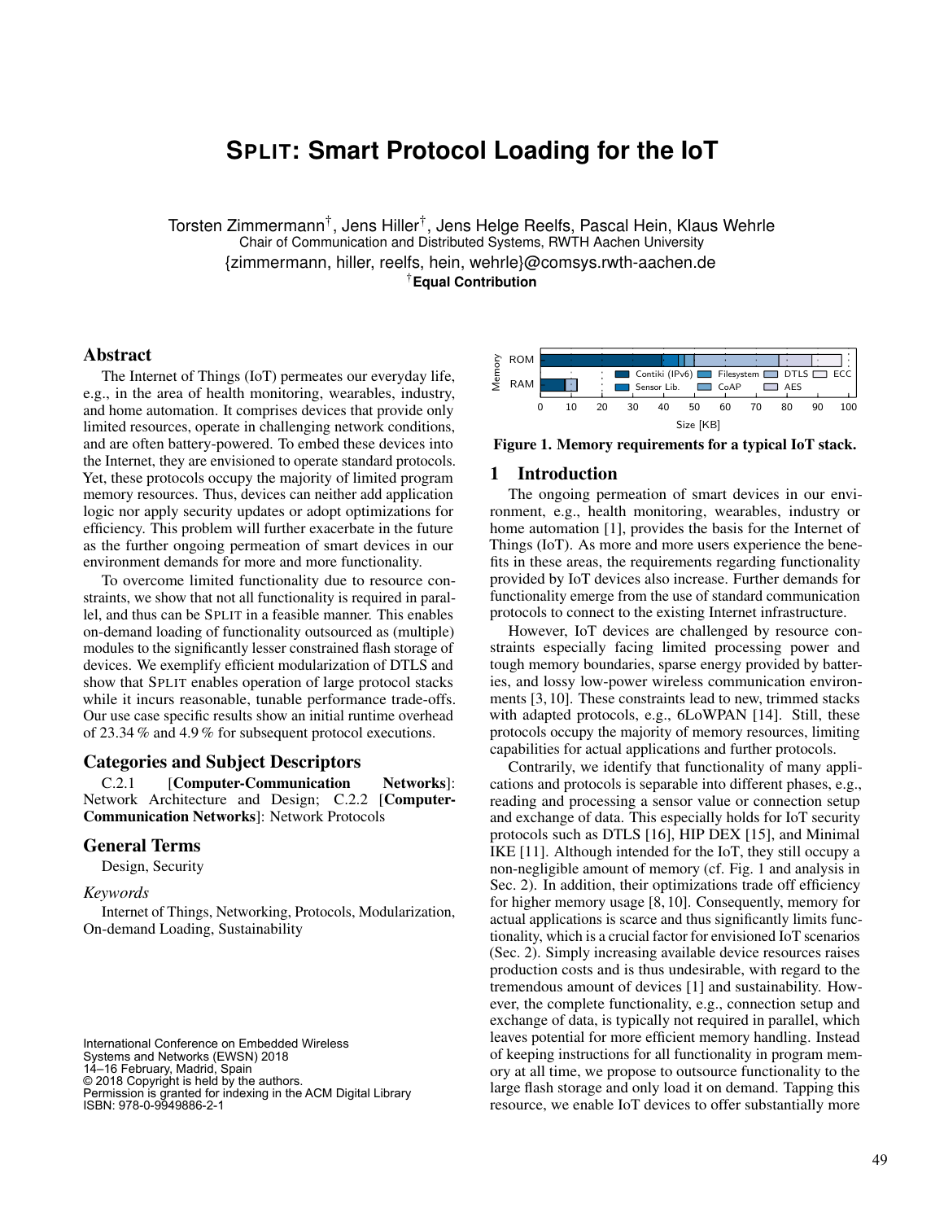# SPLIT: Smart Protocol Loading for the IoT

Torsten Zimmermann[†], Jens Hiller[†], Jens Helge Reelfs, Pascal Hein, Klaus Wehrle
Chair of Communication and Distributed Systems, RWTH Aachen University
{zimmermann, hiller, reelfs, hein, wehrle}@comsys.rwth-aachen.de
[†]**Equal Contribution**

## Abstract

The Internet of Things (IoT) permeates our everyday life, e.g., in the area of health monitoring, wearables, industry, and home automation. It comprises devices that provide only limited resources, operate in challenging network conditions, and are often battery-powered. To embed these devices into the Internet, they are envisioned to operate standard protocols. Yet, these protocols occupy the majority of limited program memory resources. Thus, devices can neither add application logic nor apply security updates or adopt optimizations for efficiency. This problem will further exacerbate in the future as the further ongoing permeation of smart devices in our environment demands for more and more functionality.

To overcome limited functionality due to resource constraints, we show that not all functionality is required in parallel, and thus can be SPLIT in a feasible manner. This enables on-demand loading of functionality outsourced as (multiple) modules to the significantly lesser constrained flash storage of devices. We exemplify efficient modularization of DTLS and show that SPLIT enables operation of large protocol stacks while it incurs reasonable, tunable performance trade-offs. Our use case specific results show an initial runtime overhead of 23.34 % and 4.9 % for subsequent protocol executions.

## Categories and Subject Descriptors

C.2.1 [**Computer-Communication Networks**]: Network Architecture and Design; C.2.2 [**Computer-Communication Networks**]: Network Protocols

## General Terms

Design, Security

### *Keywords*

Internet of Things, Networking, Protocols, Modularization, On-demand Loading, Sustainability

International Conference on Embedded Wireless Systems and Networks (EWSN) 2018
14–16 February, Madrid, Spain
© 2018 Copyright is held by the authors.
Permission is granted for indexing in the ACM Digital Library
ISBN: 978-0-9949886-2-1

**Figure 1. Memory requirements for a typical IoT stack.**

## 1 Introduction

The ongoing permeation of smart devices in our environment, e.g., health monitoring, wearables, industry or home automation [1], provides the basis for the Internet of Things (IoT). As more and more users experience the benefits in these areas, the requirements regarding functionality provided by IoT devices also increase. Further demands for functionality emerge from the use of standard communication protocols to connect to the existing Internet infrastructure.

However, IoT devices are challenged by resource constraints especially facing limited processing power and tough memory boundaries, sparse energy provided by batteries, and lossy low-power wireless communication environments [3, 10]. These constraints lead to new, trimmed stacks with adapted protocols, e.g., 6LoWPAN [14]. Still, these protocols occupy the majority of memory resources, limiting capabilities for actual applications and further protocols.

Contrarily, we identify that functionality of many applications and protocols is separable into different phases, e.g., reading and processing a sensor value or connection setup and exchange of data. This especially holds for IoT security protocols such as DTLS [16], HIP DEX [15], and Minimal IKE [11]. Although intended for the IoT, they still occupy a non-negligible amount of memory (cf. Fig. 1 and analysis in Sec. 2). In addition, their optimizations trade off efficiency for higher memory usage [8, 10]. Consequently, memory for actual applications is scarce and thus significantly limits functionality, which is a crucial factor for envisioned IoT scenarios (Sec. 2). Simply increasing available device resources raises production costs and is thus undesirable, with regard to the tremendous amount of devices [1] and sustainability. However, the complete functionality, e.g., connection setup and exchange of data, is typically not required in parallel, which leaves potential for more efficient memory handling. Instead of keeping instructions for all functionality in program memory at all time, we propose to outsource functionality to the large flash storage and only load it on demand. Tapping this resource, we enable IoT devices to offer substantially more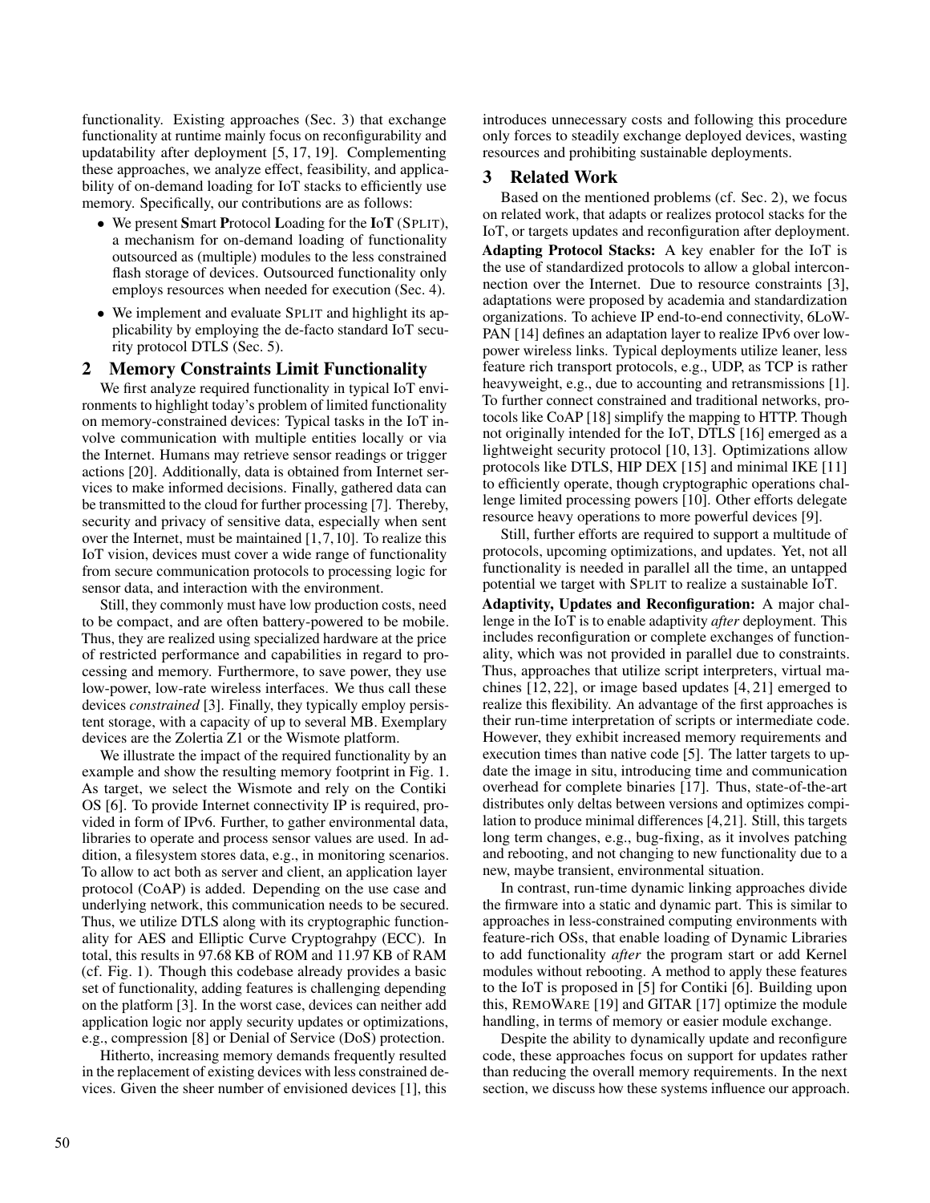functionality. Existing approaches (Sec. 3) that exchange functionality at runtime mainly focus on reconfigurability and updatability after deployment [5, 17, 19]. Complementing these approaches, we analyze effect, feasibility, and applicability of on-demand loading for IoT stacks to efficiently use memory. Specifically, our contributions are as follows:

- We present **S**mart **P**rotocol **L**oading for the **I**o**T** (SPLIT), a mechanism for on-demand loading of functionality outsourced as (multiple) modules to the less constrained flash storage of devices. Outsourced functionality only employs resources when needed for execution (Sec. 4).
- We implement and evaluate SPLIT and highlight its applicability by employing the de-facto standard IoT security protocol DTLS (Sec. 5).

## 2 Memory Constraints Limit Functionality

We first analyze required functionality in typical IoT environments to highlight today's problem of limited functionality on memory-constrained devices: Typical tasks in the IoT involve communication with multiple entities locally or via the Internet. Humans may retrieve sensor readings or trigger actions [20]. Additionally, data is obtained from Internet services to make informed decisions. Finally, gathered data can be transmitted to the cloud for further processing [7]. Thereby, security and privacy of sensitive data, especially when sent over the Internet, must be maintained [1, 7, 10]. To realize this IoT vision, devices must cover a wide range of functionality from secure communication protocols to processing logic for sensor data, and interaction with the environment.

Still, they commonly must have low production costs, need to be compact, and are often battery-powered to be mobile. Thus, they are realized using specialized hardware at the price of restricted performance and capabilities in regard to processing and memory. Furthermore, to save power, they use low-power, low-rate wireless interfaces. We thus call these devices *constrained* [3]. Finally, they typically employ persistent storage, with a capacity of up to several MB. Exemplary devices are the Zolertia Z1 or the Wismote platform.

We illustrate the impact of the required functionality by an example and show the resulting memory footprint in Fig. 1. As target, we select the Wismote and rely on the Contiki OS [6]. To provide Internet connectivity IP is required, provided in form of IPv6. Further, to gather environmental data, libraries to operate and process sensor values are used. In addition, a filesystem stores data, e.g., in monitoring scenarios. To allow to act both as server and client, an application layer protocol (CoAP) is added. Depending on the use case and underlying network, this communication needs to be secured. Thus, we utilize DTLS along with its cryptographic functionality for AES and Elliptic Curve Cryptograhpy (ECC). In total, this results in 97.68 KB of ROM and 11.97 KB of RAM (cf. Fig. 1). Though this codebase already provides a basic set of functionality, adding features is challenging depending on the platform [3]. In the worst case, devices can neither add application logic nor apply security updates or optimizations, e.g., compression [8] or Denial of Service (DoS) protection.

Hitherto, increasing memory demands frequently resulted in the replacement of existing devices with less constrained devices. Given the sheer number of envisioned devices [1], this introduces unnecessary costs and following this procedure only forces to steadily exchange deployed devices, wasting resources and prohibiting sustainable deployments.

## 3 Related Work

Based on the mentioned problems (cf. Sec. 2), we focus on related work, that adapts or realizes protocol stacks for the IoT, or targets updates and reconfiguration after deployment.

**Adapting Protocol Stacks:** A key enabler for the IoT is the use of standardized protocols to allow a global interconnection over the Internet. Due to resource constraints [3], adaptations were proposed by academia and standardization organizations. To achieve IP end-to-end connectivity, 6LoWPAN [14] defines an adaptation layer to realize IPv6 over low-power wireless links. Typical deployments utilize leaner, less feature rich transport protocols, e.g., UDP, as TCP is rather heavyweight, e.g., due to accounting and retransmissions [1]. To further connect constrained and traditional networks, protocols like CoAP [18] simplify the mapping to HTTP. Though not originally intended for the IoT, DTLS [16] emerged as a lightweight security protocol [10, 13]. Optimizations allow protocols like DTLS, HIP DEX [15] and minimal IKE [11] to efficiently operate, though cryptographic operations challenge limited processing powers [10]. Other efforts delegate resource heavy operations to more powerful devices [9].

Still, further efforts are required to support a multitude of protocols, upcoming optimizations, and updates. Yet, not all functionality is needed in parallel all the time, an untapped potential we target with SPLIT to realize a sustainable IoT.

**Adaptivity, Updates and Reconfiguration:** A major challenge in the IoT is to enable adaptivity *after* deployment. This includes reconfiguration or complete exchanges of functionality, which was not provided in parallel due to constraints. Thus, approaches that utilize script interpreters, virtual machines [12, 22], or image based updates [4, 21] emerged to realize this flexibility. An advantage of the first approaches is their run-time interpretation of scripts or intermediate code. However, they exhibit increased memory requirements and execution times than native code [5]. The latter targets to update the image in situ, introducing time and communication overhead for complete binaries [17]. Thus, state-of-the-art distributes only deltas between versions and optimizes compilation to produce minimal differences [4, 21]. Still, this targets long term changes, e.g., bug-fixing, as it involves patching and rebooting, and not changing to new functionality due to a new, maybe transient, environmental situation.

In contrast, run-time dynamic linking approaches divide the firmware into a static and dynamic part. This is similar to approaches in less-constrained computing environments with feature-rich OSs, that enable loading of Dynamic Libraries to add functionality *after* the program start or add Kernel modules without rebooting. A method to apply these features to the IoT is proposed in [5] for Contiki [6]. Building upon this, REMOWARE [19] and GITAR [17] optimize the module handling, in terms of memory or easier module exchange.

Despite the ability to dynamically update and reconfigure code, these approaches focus on support for updates rather than reducing the overall memory requirements. In the next section, we discuss how these systems influence our approach.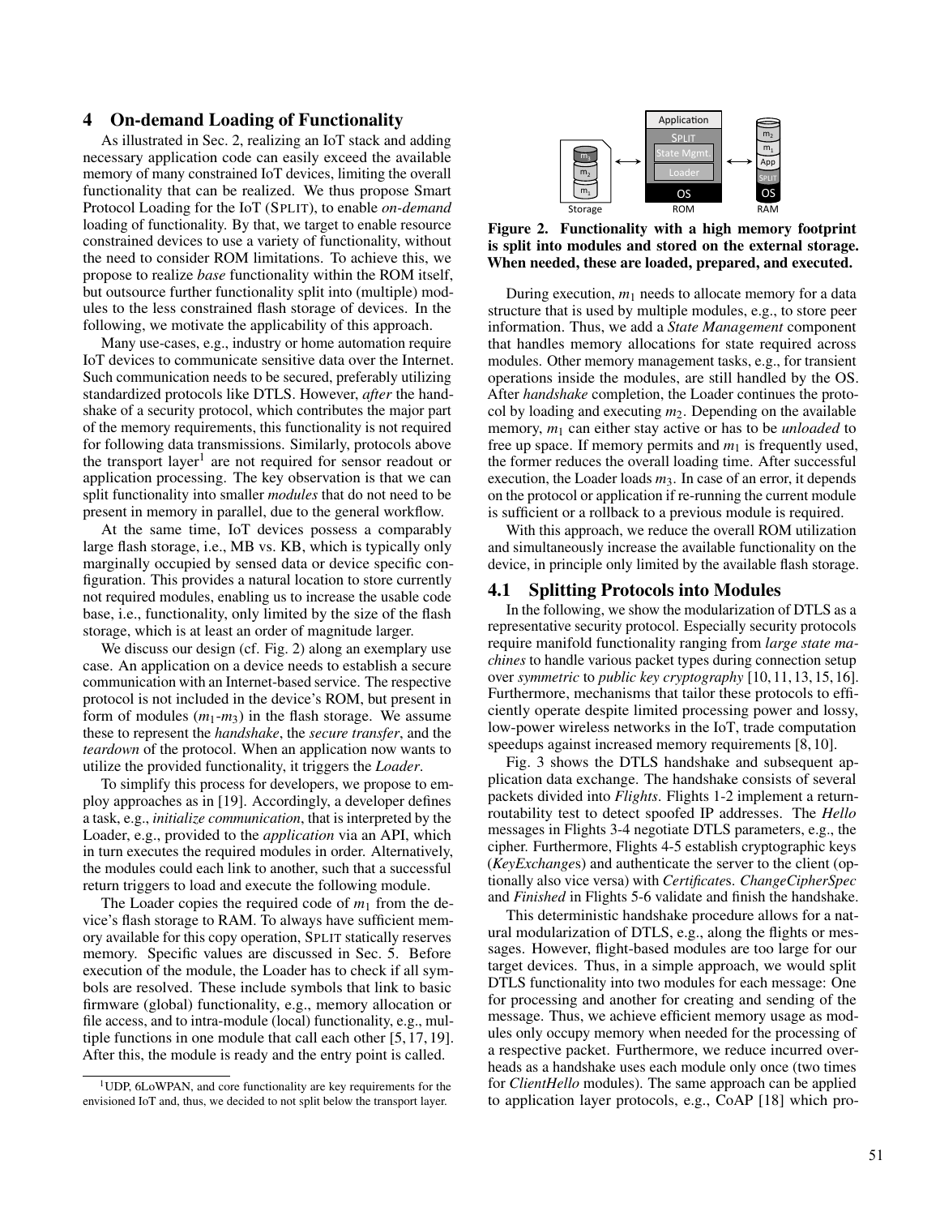## 4 On-demand Loading of Functionality

As illustrated in Sec. 2, realizing an IoT stack and adding necessary application code can easily exceed the available memory of many constrained IoT devices, limiting the overall functionality that can be realized. We thus propose Smart Protocol Loading for the IoT (SPLIT), to enable *on-demand* loading of functionality. By that, we target to enable resource constrained devices to use a variety of functionality, without the need to consider ROM limitations. To achieve this, we propose to realize *base* functionality within the ROM itself, but outsource further functionality split into (multiple) modules to the less constrained flash storage of devices. In the following, we motivate the applicability of this approach.

Many use-cases, e.g., industry or home automation require IoT devices to communicate sensitive data over the Internet. Such communication needs to be secured, preferably utilizing standardized protocols like DTLS. However, *after* the handshake of a security protocol, which contributes the major part of the memory requirements, this functionality is not required for following data transmissions. Similarly, protocols above the transport layer[1] are not required for sensor readout or application processing. The key observation is that we can split functionality into smaller *modules* that do not need to be present in memory in parallel, due to the general workflow.

At the same time, IoT devices possess a comparably large flash storage, i.e., MB vs. KB, which is typically only marginally occupied by sensed data or device specific configuration. This provides a natural location to store currently not required modules, enabling us to increase the usable code base, i.e., functionality, only limited by the size of the flash storage, which is at least an order of magnitude larger.

We discuss our design (cf. Fig. 2) along an exemplary use case. An application on a device needs to establish a secure communication with an Internet-based service. The respective protocol is not included in the device's ROM, but present in form of modules ($m_1$-$m_3$) in the flash storage. We assume these to represent the *handshake*, the *secure transfer*, and the *teardown* of the protocol. When an application now wants to utilize the provided functionality, it triggers the *Loader*.

To simplify this process for developers, we propose to employ approaches as in [19]. Accordingly, a developer defines a task, e.g., *initialize communication*, that is interpreted by the Loader, e.g., provided to the *application* via an API, which in turn executes the required modules in order. Alternatively, the modules could each link to another, such that a successful return triggers to load and execute the following module.

The Loader copies the required code of $m_1$ from the device's flash storage to RAM. To always have sufficient memory available for this copy operation, SPLIT statically reserves memory. Specific values are discussed in Sec. 5. Before execution of the module, the Loader has to check if all symbols are resolved. These include symbols that link to basic firmware (global) functionality, e.g., memory allocation or file access, and to intra-module (local) functionality, e.g., multiple functions in one module that call each other [5, 17, 19]. After this, the module is ready and the entry point is called.

[1] UDP, 6LoWPAN, and core functionality are key requirements for the envisioned IoT and, thus, we decided to not split below the transport layer.

**Figure 2. Functionality with a high memory footprint is split into modules and stored on the external storage. When needed, these are loaded, prepared, and executed.**

During execution, $m_1$ needs to allocate memory for a data structure that is used by multiple modules, e.g., to store peer information. Thus, we add a *State Management* component that handles memory allocations for state required across modules. Other memory management tasks, e.g., for transient operations inside the modules, are still handled by the OS. After *handshake* completion, the Loader continues the protocol by loading and executing $m_2$. Depending on the available memory, $m_1$ can either stay active or has to be *unloaded* to free up space. If memory permits and $m_1$ is frequently used, the former reduces the overall loading time. After successful execution, the Loader loads $m_3$. In case of an error, it depends on the protocol or application if re-running the current module is sufficient or a rollback to a previous module is required.

With this approach, we reduce the overall ROM utilization and simultaneously increase the available functionality on the device, in principle only limited by the available flash storage.

### 4.1 Splitting Protocols into Modules

In the following, we show the modularization of DTLS as a representative security protocol. Especially security protocols require manifold functionality ranging from *large state machines* to handle various packet types during connection setup over *symmetric* to *public key cryptography* [10, 11, 13, 15, 16]. Furthermore, mechanisms that tailor these protocols to efficiently operate despite limited processing power and lossy, low-power wireless networks in the IoT, trade computation speedups against increased memory requirements [8, 10].

Fig. 3 shows the DTLS handshake and subsequent application data exchange. The handshake consists of several packets divided into *Flights*. Flights 1-2 implement a return-routability test to detect spoofed IP addresses. The *Hello* messages in Flights 3-4 negotiate DTLS parameters, e.g., the cipher. Furthermore, Flights 4-5 establish cryptographic keys (*KeyExchange*s) and authenticate the server to the client (optionally also vice versa) with *Certificate*s. *ChangeCipherSpec* and *Finished* in Flights 5-6 validate and finish the handshake.

This deterministic handshake procedure allows for a natural modularization of DTLS, e.g., along the flights or messages. However, flight-based modules are too large for our target devices. Thus, in a simple approach, we would split DTLS functionality into two modules for each message: One for processing and another for creating and sending of the message. Thus, we achieve efficient memory usage as modules only occupy memory when needed for the processing of a respective packet. Furthermore, we reduce incurred overheads as a handshake uses each module only once (two times for *ClientHello* modules). The same approach can be applied to application layer protocols, e.g., CoAP [18] which pro-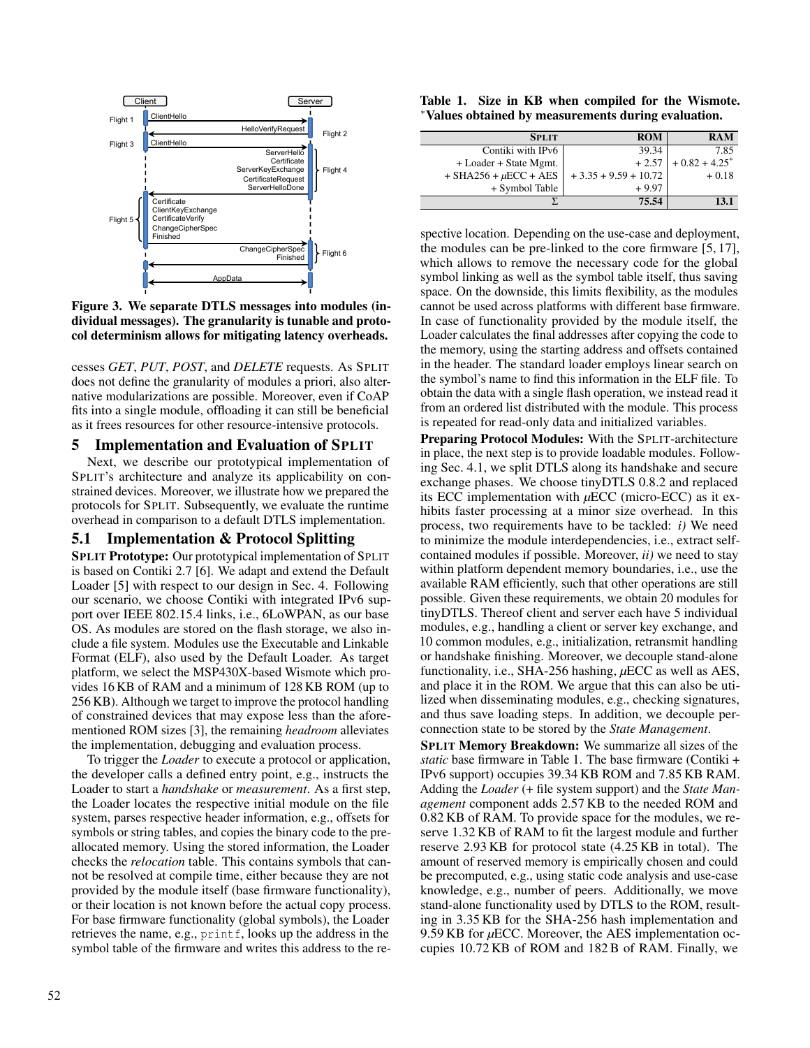Figure 3. We separate DTLS messages into modules (individual messages). The granularity is tunable and protocol determinism allows for mitigating latency overheads.

cesses *GET*, *PUT*, *POST*, and *DELETE* requests. As SPLIT does not define the granularity of modules a priori, also alternative modularizations are possible. Moreover, even if CoAP fits into a single module, offloading it can still be beneficial as it frees resources for other resource-intensive protocols.

## 5 Implementation and Evaluation of SPLIT

Next, we describe our prototypical implementation of SPLIT's architecture and analyze its applicability on constrained devices. Moreover, we illustrate how we prepared the protocols for SPLIT. Subsequently, we evaluate the runtime overhead in comparison to a default DTLS implementation.

### 5.1 Implementation & Protocol Splitting

**SPLIT Prototype:** Our prototypical implementation of SPLIT is based on Contiki 2.7 [6]. We adapt and extend the Default Loader [5] with respect to our design in Sec. 4. Following our scenario, we choose Contiki with integrated IPv6 support over IEEE 802.15.4 links, i.e., 6LoWPAN, as our base OS. As modules are stored on the flash storage, we also include a file system. Modules use the Executable and Linkable Format (ELF), also used by the Default Loader. As target platform, we select the MSP430X-based Wismote which provides 16 KB of RAM and a minimum of 128 KB ROM (up to 256 KB). Although we target to improve the protocol handling of constrained devices that may expose less than the aforementioned ROM sizes [3], the remaining *headroom* alleviates the implementation, debugging and evaluation process.

To trigger the *Loader* to execute a protocol or application, the developer calls a defined entry point, e.g., instructs the Loader to start a *handshake* or *measurement*. As a first step, the Loader locates the respective initial module on the file system, parses respective header information, e.g., offsets for symbols or string tables, and copies the binary code to the preallocated memory. Using the stored information, the Loader checks the *relocation* table. This contains symbols that cannot be resolved at compile time, either because they are not provided by the module itself (base firmware functionality), or their location is not known before the actual copy process. For base firmware functionality (global symbols), the Loader retrieves the name, e.g., `printf`, looks up the address in the symbol table of the firmware and writes this address to the respective location. Depending on the use-case and deployment, the modules can be pre-linked to the core firmware [5, 17], which allows to remove the necessary code for the global symbol linking as well as the symbol table itself, thus saving space. On the downside, this limits flexibility, as the modules cannot be used across platforms with different base firmware. In case of functionality provided by the module itself, the Loader calculates the final addresses after copying the code to the memory, using the starting address and offsets contained in the header. The standard loader employs linear search on the symbol's name to find this information in the ELF file. To obtain the data with a single flash operation, we instead read it from an ordered list distributed with the module. This process is repeated for read-only data and initialized variables.

Table 1. Size in KB when compiled for the Wismote. *Values obtained by measurements during evaluation.

| SPLIT | ROM | RAM |
|---|---|---|
| Contiki with IPv6 | 39.34 | 7.85 |
| + Loader + State Mgmt. | + 2.57 | + 0.82 + 4.25* |
| + SHA256 + $\mu$ECC + AES | + 3.35 + 9.59 + 10.72 | + 0.18 |
| + Symbol Table | + 9.97 | |
| Σ | 75.54 | 13.1 |

**Preparing Protocol Modules:** With the SPLIT-architecture in place, the next step is to provide loadable modules. Following Sec. 4.1, we split DTLS along its handshake and secure exchange phases. We choose tinyDTLS 0.8.2 and replaced its ECC implementation with $\mu$ECC (micro-ECC) as it exhibits faster processing at a minor size overhead. In this process, two requirements have to be tackled: *i)* We need to minimize the module interdependencies, i.e., extract self-contained modules if possible. Moreover, *ii)* we need to stay within platform dependent memory boundaries, i.e., use the available RAM efficiently, such that other operations are still possible. Given these requirements, we obtain 20 modules for tinyDTLS. Thereof client and server each have 5 individual modules, e.g., handling a client or server key exchange, and 10 common modules, e.g., initialization, retransmit handling or handshake finishing. Moreover, we decouple stand-alone functionality, i.e., SHA-256 hashing, $\mu$ECC as well as AES, and place it in the ROM. We argue that this can also be utilized when disseminating modules, e.g., checking signatures, and thus save loading steps. In addition, we decouple per-connection state to be stored by the *State Management*.

**SPLIT Memory Breakdown:** We summarize all sizes of the *static* base firmware in Table 1. The base firmware (Contiki + IPv6 support) occupies 39.34 KB ROM and 7.85 KB RAM. Adding the *Loader* (+ file system support) and the *State Management* component adds 2.57 KB to the needed ROM and 0.82 KB of RAM. To provide space for the modules, we reserve 1.32 KB of RAM to fit the largest module and further reserve 2.93 KB for protocol state (4.25 KB in total). The amount of reserved memory is empirically chosen and could be precomputed, e.g., using static code analysis and use-case knowledge, e.g., number of peers. Additionally, we move stand-alone functionality used by DTLS to the ROM, resulting in 3.35 KB for the SHA-256 hash implementation and 9.59 KB for $\mu$ECC. Moreover, the AES implementation occupies 10.72 KB of ROM and 182 B of RAM. Finally, we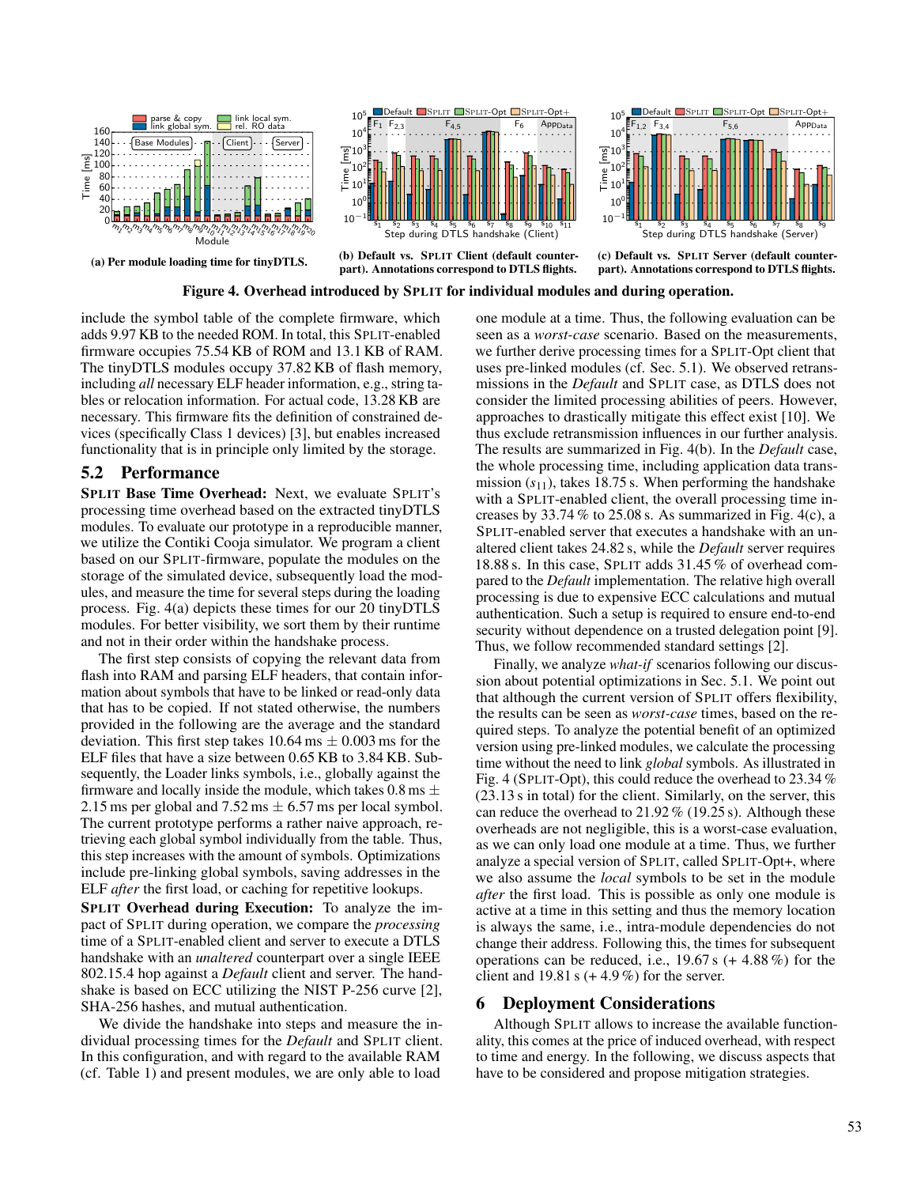(a) Per module loading time for tinyDTLS.

(b) Default vs. SPLIT Client (default counterpart). Annotations correspond to DTLS flights.

(c) Default vs. SPLIT Server (default counterpart). Annotations correspond to DTLS flights.

**Figure 4. Overhead introduced by SPLIT for individual modules and during operation.**

include the symbol table of the complete firmware, which adds 9.97 KB to the needed ROM. In total, this SPLIT-enabled firmware occupies 75.54 KB of ROM and 13.1 KB of RAM. The tinyDTLS modules occupy 37.82 KB of flash memory, including *all* necessary ELF header information, e.g., string tables or relocation information. For actual code, 13.28 KB are necessary. This firmware fits the definition of constrained devices (specifically Class 1 devices) [3], but enables increased functionality that is in principle only limited by the storage.

## 5.2 Performance

**SPLIT Base Time Overhead:** Next, we evaluate SPLIT's processing time overhead based on the extracted tinyDTLS modules. To evaluate our prototype in a reproducible manner, we utilize the Contiki Cooja simulator. We program a client based on our SPLIT-firmware, populate the modules on the storage of the simulated device, subsequently load the modules, and measure the time for several steps during the loading process. Fig. 4(a) depicts these times for our 20 tinyDTLS modules. For better visibility, we sort them by their runtime and not in their order within the handshake process.

The first step consists of copying the relevant data from flash into RAM and parsing ELF headers, that contain information about symbols that have to be linked or read-only data that has to be copied. If not stated otherwise, the numbers provided in the following are the average and the standard deviation. This first step takes 10.64 ms ± 0.003 ms for the ELF files that have a size between 0.65 KB to 3.84 KB. Subsequently, the Loader links symbols, i.e., globally against the firmware and locally inside the module, which takes 0.8 ms ± 2.15 ms per global and 7.52 ms ± 6.57 ms per local symbol. The current prototype performs a rather naive approach, retrieving each global symbol individually from the table. Thus, this step increases with the amount of symbols. Optimizations include pre-linking global symbols, saving addresses in the ELF *after* the first load, or caching for repetitive lookups.

**SPLIT Overhead during Execution:** To analyze the impact of SPLIT during operation, we compare the *processing* time of a SPLIT-enabled client and server to execute a DTLS handshake with an *unaltered* counterpart over a single IEEE 802.15.4 hop against a *Default* client and server. The handshake is based on ECC utilizing the NIST P-256 curve [2], SHA-256 hashes, and mutual authentication.

We divide the handshake into steps and measure the individual processing times for the *Default* and SPLIT client. In this configuration, and with regard to the available RAM (cf. Table 1) and present modules, we are only able to load one module at a time. Thus, the following evaluation can be seen as a *worst-case* scenario. Based on the measurements, we further derive processing times for a SPLIT-Opt client that uses pre-linked modules (cf. Sec. 5.1). We observed retransmissions in the *Default* and SPLIT case, as DTLS does not consider the limited processing abilities of peers. However, approaches to drastically mitigate this effect exist [10]. We thus exclude retransmission influences in our further analysis. The results are summarized in Fig. 4(b). In the *Default* case, the whole processing time, including application data transmission ($s_{11}$), takes 18.75 s. When performing the handshake with a SPLIT-enabled client, the overall processing time increases by 33.74 % to 25.08 s. As summarized in Fig. 4(c), a SPLIT-enabled server that executes a handshake with an unaltered client takes 24.82 s, while the *Default* server requires 18.88 s. In this case, SPLIT adds 31.45 % of overhead compared to the *Default* implementation. The relative high overall processing is due to expensive ECC calculations and mutual authentication. Such a setup is required to ensure end-to-end security without dependence on a trusted delegation point [9]. Thus, we follow recommended standard settings [2].

Finally, we analyze *what-if* scenarios following our discussion about potential optimizations in Sec. 5.1. We point out that although the current version of SPLIT offers flexibility, the results can be seen as *worst-case* times, based on the required steps. To analyze the potential benefit of an optimized version using pre-linked modules, we calculate the processing time without the need to link *global* symbols. As illustrated in Fig. 4 (SPLIT-Opt), this could reduce the overhead to 23.34 % (23.13 s in total) for the client. Similarly, on the server, this can reduce the overhead to 21.92 % (19.25 s). Although these overheads are not negligible, this is a worst-case evaluation, as we can only load one module at a time. Thus, we further analyze a special version of SPLIT, called SPLIT-Opt+, where we also assume the *local* symbols to be set in the module *after* the first load. This is possible as only one module is active at a time in this setting and thus the memory location is always the same, i.e., intra-module dependencies do not change their address. Following this, the times for subsequent operations can be reduced, i.e., 19.67 s (+ 4.88 %) for the client and 19.81 s (+ 4.9 %) for the server.

# 6 Deployment Considerations

Although SPLIT allows to increase the available functionality, this comes at the price of induced overhead, with respect to time and energy. In the following, we discuss aspects that have to be considered and propose mitigation strategies.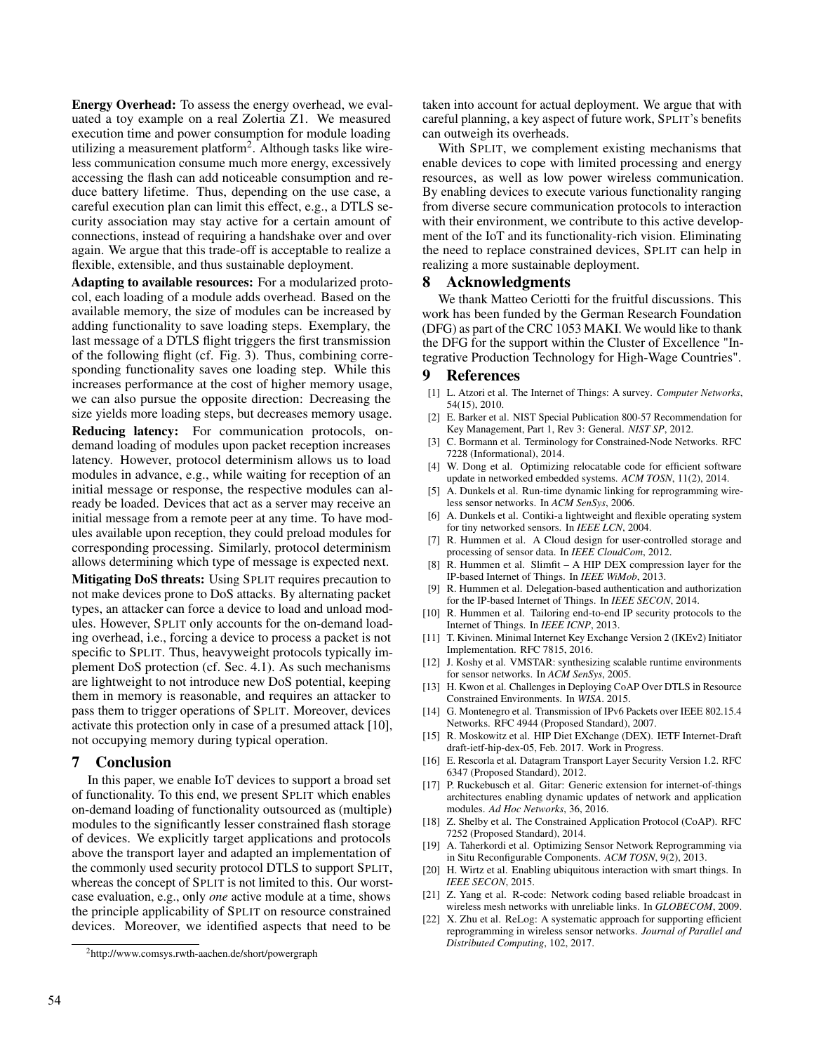**Energy Overhead:** To assess the energy overhead, we evaluated a toy example on a real Zolertia Z1. We measured execution time and power consumption for module loading utilizing a measurement platform[2]. Although tasks like wireless communication consume much more energy, excessively accessing the flash can add noticeable consumption and reduce battery lifetime. Thus, depending on the use case, a careful execution plan can limit this effect, e.g., a DTLS security association may stay active for a certain amount of connections, instead of requiring a handshake over and over again. We argue that this trade-off is acceptable to realize a flexible, extensible, and thus sustainable deployment.

**Adapting to available resources:** For a modularized protocol, each loading of a module adds overhead. Based on the available memory, the size of modules can be increased by adding functionality to save loading steps. Exemplary, the last message of a DTLS flight triggers the first transmission of the following flight (cf. Fig. 3). Thus, combining corresponding functionality saves one loading step. While this increases performance at the cost of higher memory usage, we can also pursue the opposite direction: Decreasing the size yields more loading steps, but decreases memory usage.

**Reducing latency:** For communication protocols, on-demand loading of modules upon packet reception increases latency. However, protocol determinism allows us to load modules in advance, e.g., while waiting for reception of an initial message or response, the respective modules can already be loaded. Devices that act as a server may receive an initial message from a remote peer at any time. To have modules available upon reception, they could preload modules for corresponding processing. Similarly, protocol determinism allows determining which type of message is expected next.

**Mitigating DoS threats:** Using SPLIT requires precaution to not make devices prone to DoS attacks. By alternating packet types, an attacker can force a device to load and unload modules. However, SPLIT only accounts for the on-demand loading overhead, i.e., forcing a device to process a packet is not specific to SPLIT. Thus, heavyweight protocols typically implement DoS protection (cf. Sec. 4.1). As such mechanisms are lightweight to not introduce new DoS potential, keeping them in memory is reasonable, and requires an attacker to pass them to trigger operations of SPLIT. Moreover, devices activate this protection only in case of a presumed attack [10], not occupying memory during typical operation.

## 7 Conclusion

In this paper, we enable IoT devices to support a broad set of functionality. To this end, we present SPLIT which enables on-demand loading of functionality outsourced as (multiple) modules to the significantly lesser constrained flash storage of devices. We explicitly target applications and protocols above the transport layer and adapted an implementation of the commonly used security protocol DTLS to support SPLIT, whereas the concept of SPLIT is not limited to this. Our worst-case evaluation, e.g., only *one* active module at a time, shows the principle applicability of SPLIT on resource constrained devices. Moreover, we identified aspects that need to be taken into account for actual deployment. We argue that with careful planning, a key aspect of future work, SPLIT's benefits can outweigh its overheads.

With SPLIT, we complement existing mechanisms that enable devices to cope with limited processing and energy resources, as well as low power wireless communication. By enabling devices to execute various functionality ranging from diverse secure communication protocols to interaction with their environment, we contribute to this active development of the IoT and its functionality-rich vision. Eliminating the need to replace constrained devices, SPLIT can help in realizing a more sustainable deployment.

## 8 Acknowledgments

We thank Matteo Ceriotti for the fruitful discussions. This work has been funded by the German Research Foundation (DFG) as part of the CRC 1053 MAKI. We would like to thank the DFG for the support within the Cluster of Excellence "Integrative Production Technology for High-Wage Countries".

## 9 References

[1] L. Atzori et al. The Internet of Things: A survey. *Computer Networks*, 54(15), 2010.

[2] E. Barker et al. NIST Special Publication 800-57 Recommendation for Key Management, Part 1, Rev 3: General. *NIST SP*, 2012.

[3] C. Bormann et al. Terminology for Constrained-Node Networks. RFC 7228 (Informational), 2014.

[4] W. Dong et al. Optimizing relocatable code for efficient software update in networked embedded systems. *ACM TOSN*, 11(2), 2014.

[5] A. Dunkels et al. Run-time dynamic linking for reprogramming wireless sensor networks. In *ACM SenSys*, 2006.

[6] A. Dunkels et al. Contiki-a lightweight and flexible operating system for tiny networked sensors. In *IEEE LCN*, 2004.

[7] R. Hummen et al. A Cloud design for user-controlled storage and processing of sensor data. In *IEEE CloudCom*, 2012.

[8] R. Hummen et al. Slimfit – A HIP DEX compression layer for the IP-based Internet of Things. In *IEEE WiMob*, 2013.

[9] R. Hummen et al. Delegation-based authentication and authorization for the IP-based Internet of Things. In *IEEE SECON*, 2014.

[10] R. Hummen et al. Tailoring end-to-end IP security protocols to the Internet of Things. In *IEEE ICNP*, 2013.

[11] T. Kivinen. Minimal Internet Key Exchange Version 2 (IKEv2) Initiator Implementation. RFC 7815, 2016.

[12] J. Koshy et al. VMSTAR: synthesizing scalable runtime environments for sensor networks. In *ACM SenSys*, 2005.

[13] H. Kwon et al. Challenges in Deploying CoAP Over DTLS in Resource Constrained Environments. In *WISA*. 2015.

[14] G. Montenegro et al. Transmission of IPv6 Packets over IEEE 802.15.4 Networks. RFC 4944 (Proposed Standard), 2007.

[15] R. Moskowitz et al. HIP Diet EXchange (DEX). IETF Internet-Draft draft-ietf-hip-dex-05, Feb. 2017. Work in Progress.

[16] E. Rescorla et al. Datagram Transport Layer Security Version 1.2. RFC 6347 (Proposed Standard), 2012.

[17] P. Ruckebusch et al. Gitar: Generic extension for internet-of-things architectures enabling dynamic updates of network and application modules. *Ad Hoc Networks*, 36, 2016.

[18] Z. Shelby et al. The Constrained Application Protocol (CoAP). RFC 7252 (Proposed Standard), 2014.

[19] A. Taherkordi et al. Optimizing Sensor Network Reprogramming via in Situ Reconfigurable Components. *ACM TOSN*, 9(2), 2013.

[20] H. Wirtz et al. Enabling ubiquitous interaction with smart things. In *IEEE SECON*, 2015.

[21] Z. Yang et al. R-code: Network coding based reliable broadcast in wireless mesh networks with unreliable links. In *GLOBECOM*, 2009.

[22] X. Zhu et al. ReLog: A systematic approach for supporting efficient reprogramming in wireless sensor networks. *Journal of Parallel and Distributed Computing*, 102, 2017.

[2] http://www.comsys.rwth-aachen.de/short/powergraph